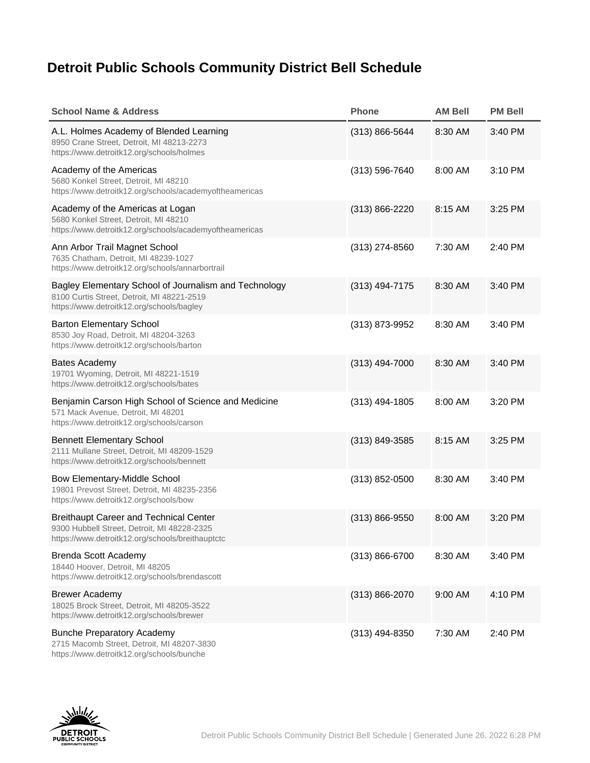# Detroit Public Schools Community District Bell Schedule

| School Name & Address | Phone | AM Bell | PM Bell |
| --- | --- | --- | --- |
| A.L. Holmes Academy of Blended Learning<br>8950 Crane Street, Detroit, MI 48213-2273<br>https://www.detroitk12.org/schools/holmes | (313) 866-5644 | 8:30 AM | 3:40 PM |
| Academy of the Americas<br>5680 Konkel Street, Detroit, MI 48210<br>https://www.detroitk12.org/schools/academyoftheamericas | (313) 596-7640 | 8:00 AM | 3:10 PM |
| Academy of the Americas at Logan<br>5680 Konkel Street, Detroit, MI 48210<br>https://www.detroitk12.org/schools/academyoftheamericas | (313) 866-2220 | 8:15 AM | 3:25 PM |
| Ann Arbor Trail Magnet School<br>7635 Chatham, Detroit, MI 48239-1027<br>https://www.detroitk12.org/schools/annarbortrail | (313) 274-8560 | 7:30 AM | 2:40 PM |
| Bagley Elementary School of Journalism and Technology<br>8100 Curtis Street, Detroit, MI 48221-2519<br>https://www.detroitk12.org/schools/bagley | (313) 494-7175 | 8:30 AM | 3:40 PM |
| Barton Elementary School<br>8530 Joy Road, Detroit, MI 48204-3263<br>https://www.detroitk12.org/schools/barton | (313) 873-9952 | 8:30 AM | 3:40 PM |
| Bates Academy<br>19701 Wyoming, Detroit, MI 48221-1519<br>https://www.detroitk12.org/schools/bates | (313) 494-7000 | 8:30 AM | 3:40 PM |
| Benjamin Carson High School of Science and Medicine<br>571 Mack Avenue, Detroit, MI 48201<br>https://www.detroitk12.org/schools/carson | (313) 494-1805 | 8:00 AM | 3:20 PM |
| Bennett Elementary School<br>2111 Mullane Street, Detroit, MI 48209-1529<br>https://www.detroitk12.org/schools/bennett | (313) 849-3585 | 8:15 AM | 3:25 PM |
| Bow Elementary-Middle School<br>19801 Prevost Street, Detroit, MI 48235-2356<br>https://www.detroitk12.org/schools/bow | (313) 852-0500 | 8:30 AM | 3:40 PM |
| Breithaupt Career and Technical Center<br>9300 Hubbell Street, Detroit, MI 48228-2325<br>https://www.detroitk12.org/schools/breithauptctc | (313) 866-9550 | 8:00 AM | 3:20 PM |
| Brenda Scott Academy<br>18440 Hoover, Detroit, MI 48205<br>https://www.detroitk12.org/schools/brendascott | (313) 866-6700 | 8:30 AM | 3:40 PM |
| Brewer Academy<br>18025 Brock Street, Detroit, MI 48205-3522<br>https://www.detroitk12.org/schools/brewer | (313) 866-2070 | 9:00 AM | 4:10 PM |
| Bunche Preparatory Academy<br>2715 Macomb Street, Detroit, MI 48207-3830<br>https://www.detroitk12.org/schools/bunche | (313) 494-8350 | 7:30 AM | 2:40 PM |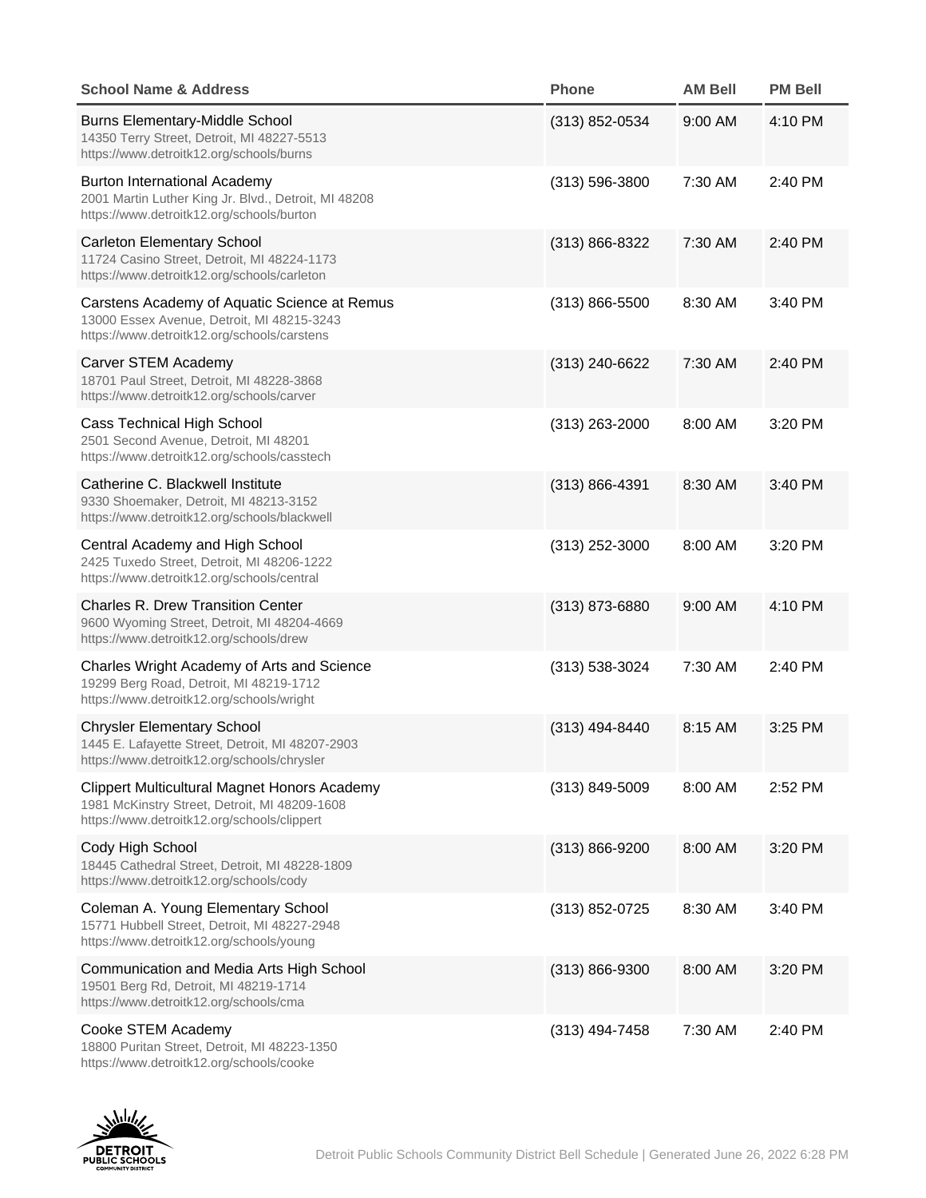| School Name & Address | Phone | AM Bell | PM Bell |
|---|---|---|---|
| Burns Elementary-Middle School<br>14350 Terry Street, Detroit, MI 48227-5513<br>https://www.detroitk12.org/schools/burns | (313) 852-0534 | 9:00 AM | 4:10 PM |
| Burton International Academy<br>2001 Martin Luther King Jr. Blvd., Detroit, MI 48208<br>https://www.detroitk12.org/schools/burton | (313) 596-3800 | 7:30 AM | 2:40 PM |
| Carleton Elementary School<br>11724 Casino Street, Detroit, MI 48224-1173<br>https://www.detroitk12.org/schools/carleton | (313) 866-8322 | 7:30 AM | 2:40 PM |
| Carstens Academy of Aquatic Science at Remus<br>13000 Essex Avenue, Detroit, MI 48215-3243<br>https://www.detroitk12.org/schools/carstens | (313) 866-5500 | 8:30 AM | 3:40 PM |
| Carver STEM Academy<br>18701 Paul Street, Detroit, MI 48228-3868<br>https://www.detroitk12.org/schools/carver | (313) 240-6622 | 7:30 AM | 2:40 PM |
| Cass Technical High School<br>2501 Second Avenue, Detroit, MI 48201<br>https://www.detroitk12.org/schools/casstech | (313) 263-2000 | 8:00 AM | 3:20 PM |
| Catherine C. Blackwell Institute<br>9330 Shoemaker, Detroit, MI 48213-3152<br>https://www.detroitk12.org/schools/blackwell | (313) 866-4391 | 8:30 AM | 3:40 PM |
| Central Academy and High School<br>2425 Tuxedo Street, Detroit, MI 48206-1222<br>https://www.detroitk12.org/schools/central | (313) 252-3000 | 8:00 AM | 3:20 PM |
| Charles R. Drew Transition Center<br>9600 Wyoming Street, Detroit, MI 48204-4669<br>https://www.detroitk12.org/schools/drew | (313) 873-6880 | 9:00 AM | 4:10 PM |
| Charles Wright Academy of Arts and Science<br>19299 Berg Road, Detroit, MI 48219-1712<br>https://www.detroitk12.org/schools/wright | (313) 538-3024 | 7:30 AM | 2:40 PM |
| Chrysler Elementary School<br>1445 E. Lafayette Street, Detroit, MI 48207-2903<br>https://www.detroitk12.org/schools/chrysler | (313) 494-8440 | 8:15 AM | 3:25 PM |
| Clippert Multicultural Magnet Honors Academy<br>1981 McKinstry Street, Detroit, MI 48209-1608<br>https://www.detroitk12.org/schools/clippert | (313) 849-5009 | 8:00 AM | 2:52 PM |
| Cody High School<br>18445 Cathedral Street, Detroit, MI 48228-1809<br>https://www.detroitk12.org/schools/cody | (313) 866-9200 | 8:00 AM | 3:20 PM |
| Coleman A. Young Elementary School<br>15771 Hubbell Street, Detroit, MI 48227-2948<br>https://www.detroitk12.org/schools/young | (313) 852-0725 | 8:30 AM | 3:40 PM |
| Communication and Media Arts High School<br>19501 Berg Rd, Detroit, MI 48219-1714<br>https://www.detroitk12.org/schools/cma | (313) 866-9300 | 8:00 AM | 3:20 PM |
| Cooke STEM Academy<br>18800 Puritan Street, Detroit, MI 48223-1350<br>https://www.detroitk12.org/schools/cooke | (313) 494-7458 | 7:30 AM | 2:40 PM |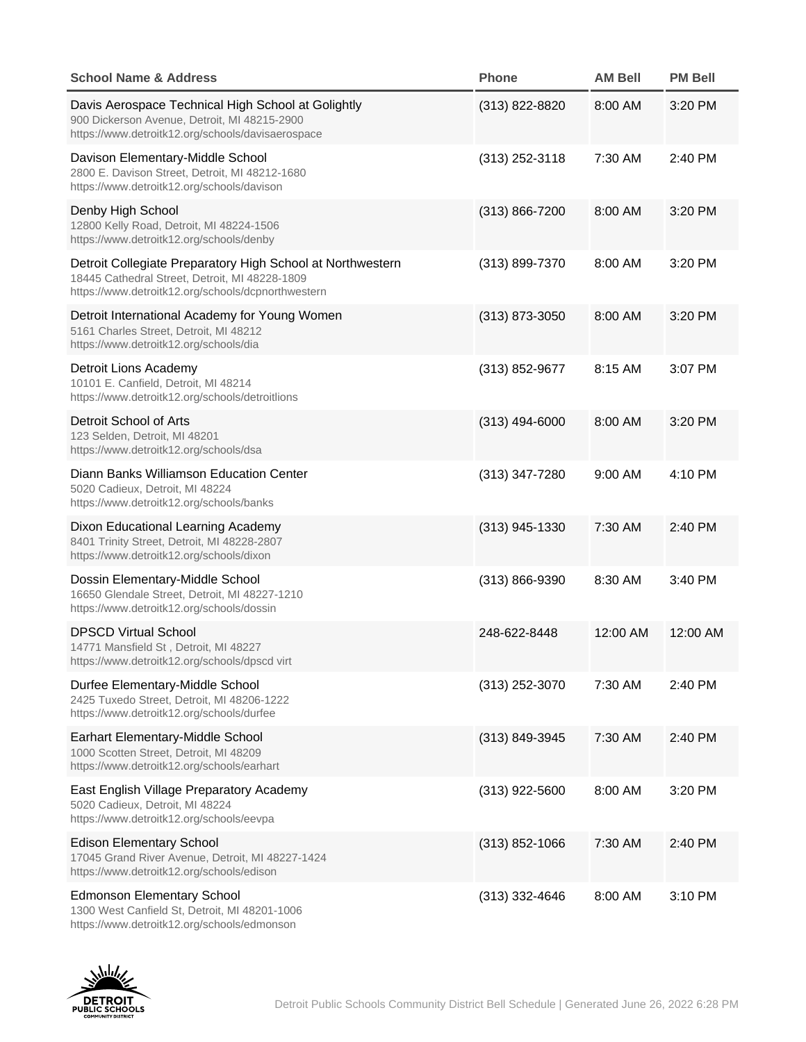| School Name & Address | Phone | AM Bell | PM Bell |
|---|---|---|---|
| Davis Aerospace Technical High School at Golightly<br>900 Dickerson Avenue, Detroit, MI 48215-2900<br>https://www.detroitk12.org/schools/davisaerospace | (313) 822-8820 | 8:00 AM | 3:20 PM |
| Davison Elementary-Middle School<br>2800 E. Davison Street, Detroit, MI 48212-1680<br>https://www.detroitk12.org/schools/davison | (313) 252-3118 | 7:30 AM | 2:40 PM |
| Denby High School<br>12800 Kelly Road, Detroit, MI 48224-1506<br>https://www.detroitk12.org/schools/denby | (313) 866-7200 | 8:00 AM | 3:20 PM |
| Detroit Collegiate Preparatory High School at Northwestern<br>18445 Cathedral Street, Detroit, MI 48228-1809<br>https://www.detroitk12.org/schools/dcpnorthwestern | (313) 899-7370 | 8:00 AM | 3:20 PM |
| Detroit International Academy for Young Women<br>5161 Charles Street, Detroit, MI 48212<br>https://www.detroitk12.org/schools/dia | (313) 873-3050 | 8:00 AM | 3:20 PM |
| Detroit Lions Academy<br>10101 E. Canfield, Detroit, MI 48214<br>https://www.detroitk12.org/schools/detroitlions | (313) 852-9677 | 8:15 AM | 3:07 PM |
| Detroit School of Arts<br>123 Selden, Detroit, MI 48201<br>https://www.detroitk12.org/schools/dsa | (313) 494-6000 | 8:00 AM | 3:20 PM |
| Diann Banks Williamson Education Center<br>5020 Cadieux, Detroit, MI 48224<br>https://www.detroitk12.org/schools/banks | (313) 347-7280 | 9:00 AM | 4:10 PM |
| Dixon Educational Learning Academy<br>8401 Trinity Street, Detroit, MI 48228-2807<br>https://www.detroitk12.org/schools/dixon | (313) 945-1330 | 7:30 AM | 2:40 PM |
| Dossin Elementary-Middle School<br>16650 Glendale Street, Detroit, MI 48227-1210<br>https://www.detroitk12.org/schools/dossin | (313) 866-9390 | 8:30 AM | 3:40 PM |
| DPSCD Virtual School<br>14771 Mansfield St , Detroit, MI 48227<br>https://www.detroitk12.org/schools/dpscd virt | 248-622-8448 | 12:00 AM | 12:00 AM |
| Durfee Elementary-Middle School<br>2425 Tuxedo Street, Detroit, MI 48206-1222<br>https://www.detroitk12.org/schools/durfee | (313) 252-3070 | 7:30 AM | 2:40 PM |
| Earhart Elementary-Middle School<br>1000 Scotten Street, Detroit, MI 48209<br>https://www.detroitk12.org/schools/earhart | (313) 849-3945 | 7:30 AM | 2:40 PM |
| East English Village Preparatory Academy<br>5020 Cadieux, Detroit, MI 48224<br>https://www.detroitk12.org/schools/eevpa | (313) 922-5600 | 8:00 AM | 3:20 PM |
| Edison Elementary School<br>17045 Grand River Avenue, Detroit, MI 48227-1424<br>https://www.detroitk12.org/schools/edison | (313) 852-1066 | 7:30 AM | 2:40 PM |
| Edmonson Elementary School<br>1300 West Canfield St, Detroit, MI 48201-1006<br>https://www.detroitk12.org/schools/edmonson | (313) 332-4646 | 8:00 AM | 3:10 PM |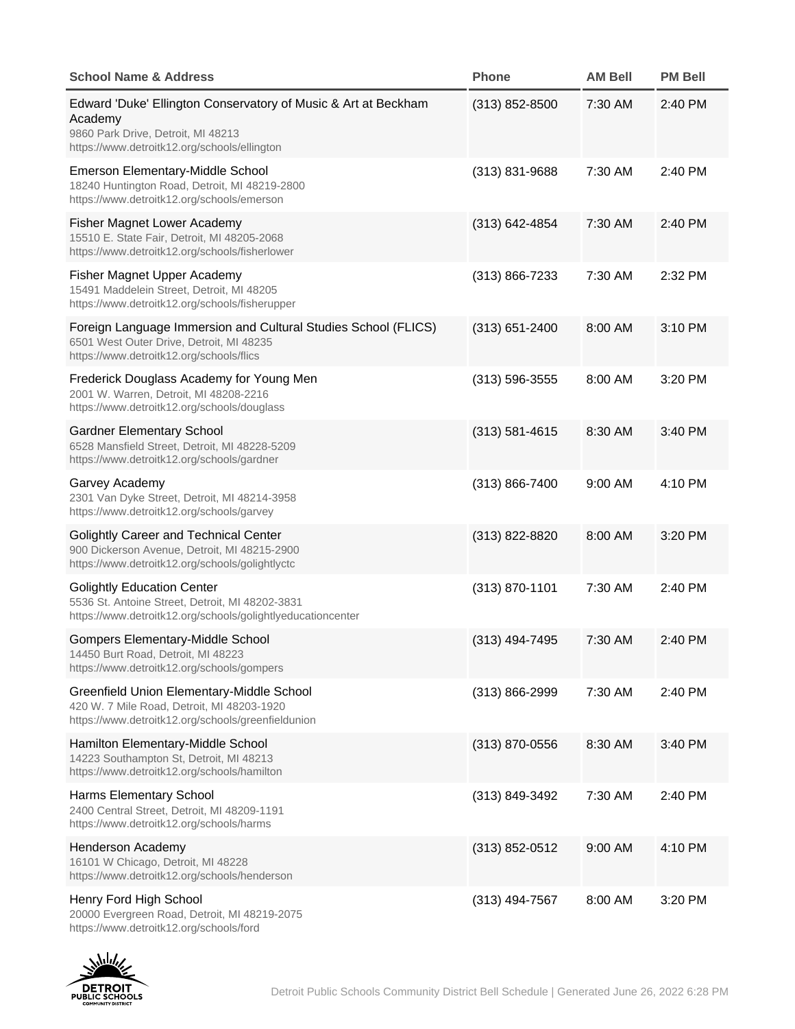| School Name & Address | Phone | AM Bell | PM Bell |
| --- | --- | --- | --- |
| Edward 'Duke' Ellington Conservatory of Music & Art at Beckham Academy<br>9860 Park Drive, Detroit, MI 48213<br>https://www.detroitk12.org/schools/ellington | (313) 852-8500 | 7:30 AM | 2:40 PM |
| Emerson Elementary-Middle School<br>18240 Huntington Road, Detroit, MI 48219-2800<br>https://www.detroitk12.org/schools/emerson | (313) 831-9688 | 7:30 AM | 2:40 PM |
| Fisher Magnet Lower Academy<br>15510 E. State Fair, Detroit, MI 48205-2068<br>https://www.detroitk12.org/schools/fisherlower | (313) 642-4854 | 7:30 AM | 2:40 PM |
| Fisher Magnet Upper Academy<br>15491 Maddelein Street, Detroit, MI 48205<br>https://www.detroitk12.org/schools/fisherupper | (313) 866-7233 | 7:30 AM | 2:32 PM |
| Foreign Language Immersion and Cultural Studies School (FLICS)<br>6501 West Outer Drive, Detroit, MI 48235<br>https://www.detroitk12.org/schools/flics | (313) 651-2400 | 8:00 AM | 3:10 PM |
| Frederick Douglass Academy for Young Men<br>2001 W. Warren, Detroit, MI 48208-2216<br>https://www.detroitk12.org/schools/douglass | (313) 596-3555 | 8:00 AM | 3:20 PM |
| Gardner Elementary School<br>6528 Mansfield Street, Detroit, MI 48228-5209<br>https://www.detroitk12.org/schools/gardner | (313) 581-4615 | 8:30 AM | 3:40 PM |
| Garvey Academy<br>2301 Van Dyke Street, Detroit, MI 48214-3958<br>https://www.detroitk12.org/schools/garvey | (313) 866-7400 | 9:00 AM | 4:10 PM |
| Golightly Career and Technical Center<br>900 Dickerson Avenue, Detroit, MI 48215-2900<br>https://www.detroitk12.org/schools/golightlyctc | (313) 822-8820 | 8:00 AM | 3:20 PM |
| Golightly Education Center<br>5536 St. Antoine Street, Detroit, MI 48202-3831<br>https://www.detroitk12.org/schools/golightlyeducationcenter | (313) 870-1101 | 7:30 AM | 2:40 PM |
| Gompers Elementary-Middle School<br>14450 Burt Road, Detroit, MI 48223<br>https://www.detroitk12.org/schools/gompers | (313) 494-7495 | 7:30 AM | 2:40 PM |
| Greenfield Union Elementary-Middle School<br>420 W. 7 Mile Road, Detroit, MI 48203-1920<br>https://www.detroitk12.org/schools/greenfieldunion | (313) 866-2999 | 7:30 AM | 2:40 PM |
| Hamilton Elementary-Middle School<br>14223 Southampton St, Detroit, MI 48213<br>https://www.detroitk12.org/schools/hamilton | (313) 870-0556 | 8:30 AM | 3:40 PM |
| Harms Elementary School<br>2400 Central Street, Detroit, MI 48209-1191<br>https://www.detroitk12.org/schools/harms | (313) 849-3492 | 7:30 AM | 2:40 PM |
| Henderson Academy<br>16101 W Chicago, Detroit, MI 48228<br>https://www.detroitk12.org/schools/henderson | (313) 852-0512 | 9:00 AM | 4:10 PM |
| Henry Ford High School<br>20000 Evergreen Road, Detroit, MI 48219-2075<br>https://www.detroitk12.org/schools/ford | (313) 494-7567 | 8:00 AM | 3:20 PM |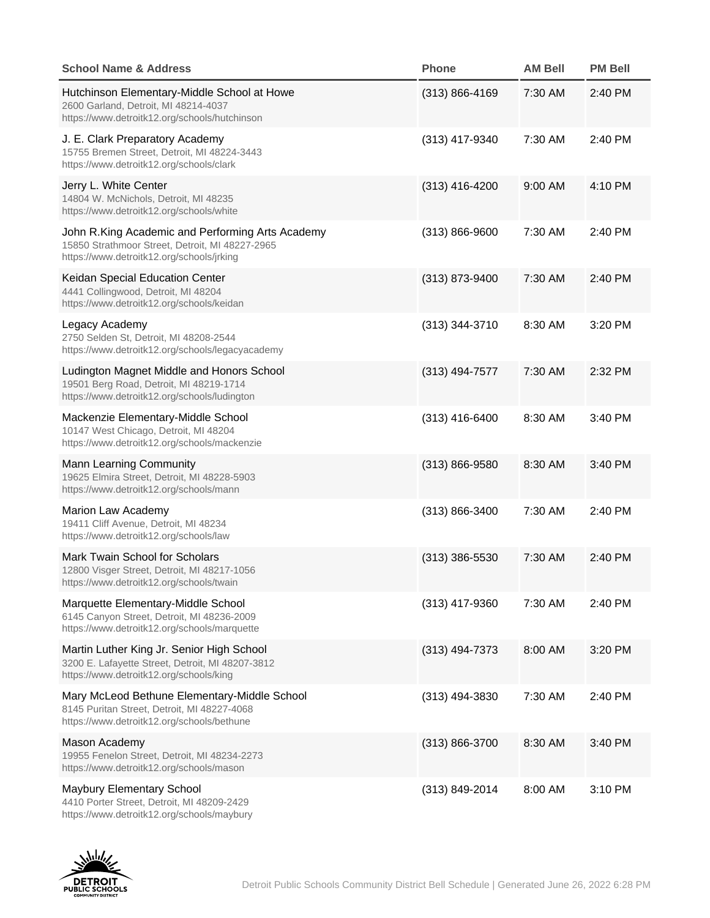| School Name & Address | Phone | AM Bell | PM Bell |
|---|---|---|---|
| Hutchinson Elementary-Middle School at Howe<br>2600 Garland, Detroit, MI 48214-4037<br>https://www.detroitk12.org/schools/hutchinson | (313) 866-4169 | 7:30 AM | 2:40 PM |
| J. E. Clark Preparatory Academy<br>15755 Bremen Street, Detroit, MI 48224-3443<br>https://www.detroitk12.org/schools/clark | (313) 417-9340 | 7:30 AM | 2:40 PM |
| Jerry L. White Center<br>14804 W. McNichols, Detroit, MI 48235<br>https://www.detroitk12.org/schools/white | (313) 416-4200 | 9:00 AM | 4:10 PM |
| John R.King Academic and Performing Arts Academy<br>15850 Strathmoor Street, Detroit, MI 48227-2965<br>https://www.detroitk12.org/schools/jrking | (313) 866-9600 | 7:30 AM | 2:40 PM |
| Keidan Special Education Center<br>4441 Collingwood, Detroit, MI 48204<br>https://www.detroitk12.org/schools/keidan | (313) 873-9400 | 7:30 AM | 2:40 PM |
| Legacy Academy<br>2750 Selden St, Detroit, MI 48208-2544<br>https://www.detroitk12.org/schools/legacyacademy | (313) 344-3710 | 8:30 AM | 3:20 PM |
| Ludington Magnet Middle and Honors School<br>19501 Berg Road, Detroit, MI 48219-1714<br>https://www.detroitk12.org/schools/ludington | (313) 494-7577 | 7:30 AM | 2:32 PM |
| Mackenzie Elementary-Middle School<br>10147 West Chicago, Detroit, MI 48204<br>https://www.detroitk12.org/schools/mackenzie | (313) 416-6400 | 8:30 AM | 3:40 PM |
| Mann Learning Community<br>19625 Elmira Street, Detroit, MI 48228-5903<br>https://www.detroitk12.org/schools/mann | (313) 866-9580 | 8:30 AM | 3:40 PM |
| Marion Law Academy<br>19411 Cliff Avenue, Detroit, MI 48234<br>https://www.detroitk12.org/schools/law | (313) 866-3400 | 7:30 AM | 2:40 PM |
| Mark Twain School for Scholars<br>12800 Visger Street, Detroit, MI 48217-1056<br>https://www.detroitk12.org/schools/twain | (313) 386-5530 | 7:30 AM | 2:40 PM |
| Marquette Elementary-Middle School<br>6145 Canyon Street, Detroit, MI 48236-2009<br>https://www.detroitk12.org/schools/marquette | (313) 417-9360 | 7:30 AM | 2:40 PM |
| Martin Luther King Jr. Senior High School<br>3200 E. Lafayette Street, Detroit, MI 48207-3812<br>https://www.detroitk12.org/schools/king | (313) 494-7373 | 8:00 AM | 3:20 PM |
| Mary McLeod Bethune Elementary-Middle School<br>8145 Puritan Street, Detroit, MI 48227-4068<br>https://www.detroitk12.org/schools/bethune | (313) 494-3830 | 7:30 AM | 2:40 PM |
| Mason Academy<br>19955 Fenelon Street, Detroit, MI 48234-2273<br>https://www.detroitk12.org/schools/mason | (313) 866-3700 | 8:30 AM | 3:40 PM |
| Maybury Elementary School<br>4410 Porter Street, Detroit, MI 48209-2429<br>https://www.detroitk12.org/schools/maybury | (313) 849-2014 | 8:00 AM | 3:10 PM |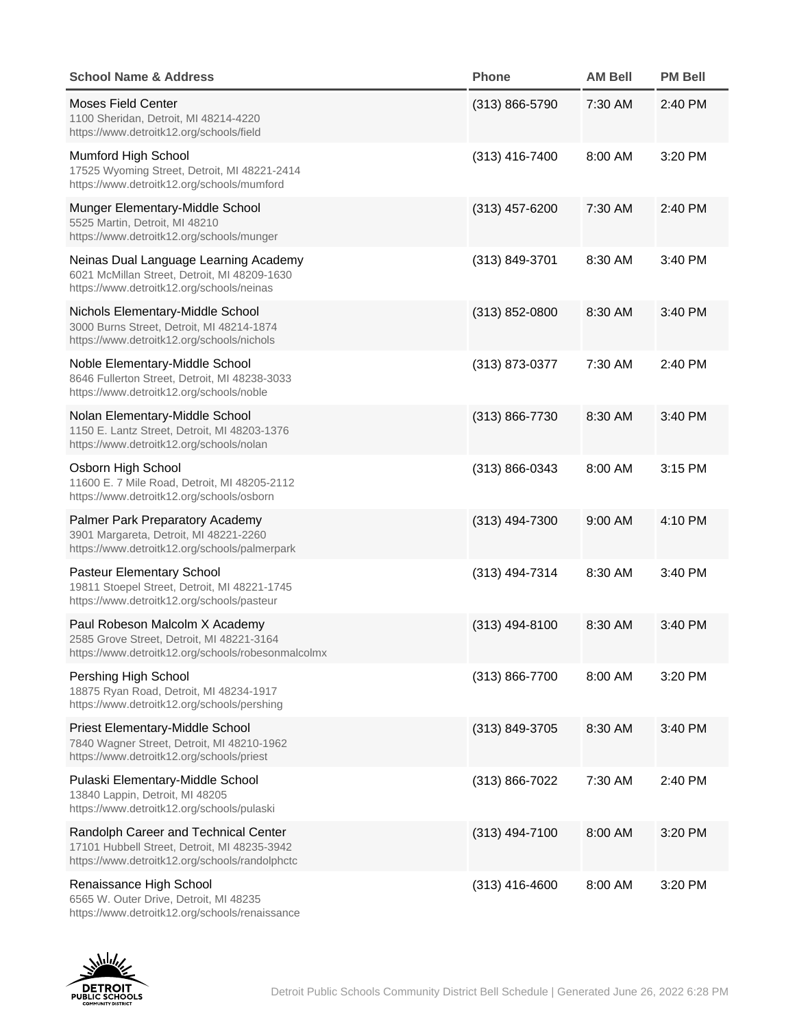| School Name & Address | Phone | AM Bell | PM Bell |
| --- | --- | --- | --- |
| Moses Field Center<br>1100 Sheridan, Detroit, MI 48214-4220<br>https://www.detroitk12.org/schools/field | (313) 866-5790 | 7:30 AM | 2:40 PM |
| Mumford High School<br>17525 Wyoming Street, Detroit, MI 48221-2414<br>https://www.detroitk12.org/schools/mumford | (313) 416-7400 | 8:00 AM | 3:20 PM |
| Munger Elementary-Middle School<br>5525 Martin, Detroit, MI 48210<br>https://www.detroitk12.org/schools/munger | (313) 457-6200 | 7:30 AM | 2:40 PM |
| Neinas Dual Language Learning Academy<br>6021 McMillan Street, Detroit, MI 48209-1630<br>https://www.detroitk12.org/schools/neinas | (313) 849-3701 | 8:30 AM | 3:40 PM |
| Nichols Elementary-Middle School<br>3000 Burns Street, Detroit, MI 48214-1874<br>https://www.detroitk12.org/schools/nichols | (313) 852-0800 | 8:30 AM | 3:40 PM |
| Noble Elementary-Middle School<br>8646 Fullerton Street, Detroit, MI 48238-3033<br>https://www.detroitk12.org/schools/noble | (313) 873-0377 | 7:30 AM | 2:40 PM |
| Nolan Elementary-Middle School<br>1150 E. Lantz Street, Detroit, MI 48203-1376<br>https://www.detroitk12.org/schools/nolan | (313) 866-7730 | 8:30 AM | 3:40 PM |
| Osborn High School<br>11600 E. 7 Mile Road, Detroit, MI 48205-2112<br>https://www.detroitk12.org/schools/osborn | (313) 866-0343 | 8:00 AM | 3:15 PM |
| Palmer Park Preparatory Academy<br>3901 Margareta, Detroit, MI 48221-2260<br>https://www.detroitk12.org/schools/palmerpark | (313) 494-7300 | 9:00 AM | 4:10 PM |
| Pasteur Elementary School<br>19811 Stoepel Street, Detroit, MI 48221-1745<br>https://www.detroitk12.org/schools/pasteur | (313) 494-7314 | 8:30 AM | 3:40 PM |
| Paul Robeson Malcolm X Academy<br>2585 Grove Street, Detroit, MI 48221-3164<br>https://www.detroitk12.org/schools/robesonmalcolmx | (313) 494-8100 | 8:30 AM | 3:40 PM |
| Pershing High School<br>18875 Ryan Road, Detroit, MI 48234-1917<br>https://www.detroitk12.org/schools/pershing | (313) 866-7700 | 8:00 AM | 3:20 PM |
| Priest Elementary-Middle School<br>7840 Wagner Street, Detroit, MI 48210-1962<br>https://www.detroitk12.org/schools/priest | (313) 849-3705 | 8:30 AM | 3:40 PM |
| Pulaski Elementary-Middle School<br>13840 Lappin, Detroit, MI 48205<br>https://www.detroitk12.org/schools/pulaski | (313) 866-7022 | 7:30 AM | 2:40 PM |
| Randolph Career and Technical Center<br>17101 Hubbell Street, Detroit, MI 48235-3942<br>https://www.detroitk12.org/schools/randolphctc | (313) 494-7100 | 8:00 AM | 3:20 PM |
| Renaissance High School<br>6565 W. Outer Drive, Detroit, MI 48235<br>https://www.detroitk12.org/schools/renaissance | (313) 416-4600 | 8:00 AM | 3:20 PM |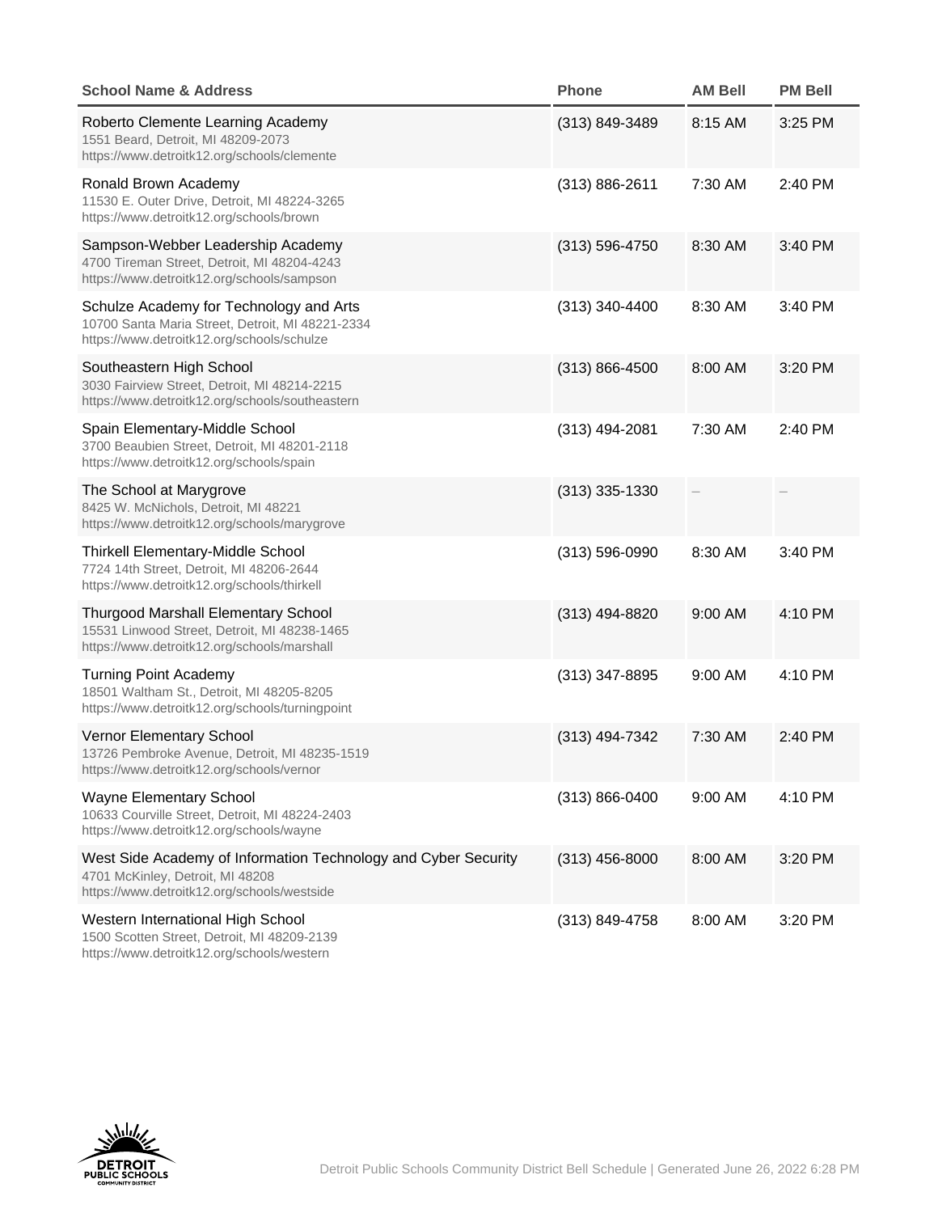| School Name & Address | Phone | AM Bell | PM Bell |
|---|---|---|---|
| Roberto Clemente Learning Academy<br>1551 Beard, Detroit, MI 48209-2073<br>https://www.detroitk12.org/schools/clemente | (313) 849-3489 | 8:15 AM | 3:25 PM |
| Ronald Brown Academy<br>11530 E. Outer Drive, Detroit, MI 48224-3265<br>https://www.detroitk12.org/schools/brown | (313) 886-2611 | 7:30 AM | 2:40 PM |
| Sampson-Webber Leadership Academy<br>4700 Tireman Street, Detroit, MI 48204-4243<br>https://www.detroitk12.org/schools/sampson | (313) 596-4750 | 8:30 AM | 3:40 PM |
| Schulze Academy for Technology and Arts<br>10700 Santa Maria Street, Detroit, MI 48221-2334<br>https://www.detroitk12.org/schools/schulze | (313) 340-4400 | 8:30 AM | 3:40 PM |
| Southeastern High School<br>3030 Fairview Street, Detroit, MI 48214-2215<br>https://www.detroitk12.org/schools/southeastern | (313) 866-4500 | 8:00 AM | 3:20 PM |
| Spain Elementary-Middle School<br>3700 Beaubien Street, Detroit, MI 48201-2118<br>https://www.detroitk12.org/schools/spain | (313) 494-2081 | 7:30 AM | 2:40 PM |
| The School at Marygrove<br>8425 W. McNichols, Detroit, MI 48221<br>https://www.detroitk12.org/schools/marygrove | (313) 335-1330 | – | – |
| Thirkell Elementary-Middle School<br>7724 14th Street, Detroit, MI 48206-2644<br>https://www.detroitk12.org/schools/thirkell | (313) 596-0990 | 8:30 AM | 3:40 PM |
| Thurgood Marshall Elementary School<br>15531 Linwood Street, Detroit, MI 48238-1465<br>https://www.detroitk12.org/schools/marshall | (313) 494-8820 | 9:00 AM | 4:10 PM |
| Turning Point Academy<br>18501 Waltham St., Detroit, MI 48205-8205<br>https://www.detroitk12.org/schools/turningpoint | (313) 347-8895 | 9:00 AM | 4:10 PM |
| Vernor Elementary School<br>13726 Pembroke Avenue, Detroit, MI 48235-1519<br>https://www.detroitk12.org/schools/vernor | (313) 494-7342 | 7:30 AM | 2:40 PM |
| Wayne Elementary School<br>10633 Courville Street, Detroit, MI 48224-2403<br>https://www.detroitk12.org/schools/wayne | (313) 866-0400 | 9:00 AM | 4:10 PM |
| West Side Academy of Information Technology and Cyber Security<br>4701 McKinley, Detroit, MI 48208<br>https://www.detroitk12.org/schools/westside | (313) 456-8000 | 8:00 AM | 3:20 PM |
| Western International High School<br>1500 Scotten Street, Detroit, MI 48209-2139<br>https://www.detroitk12.org/schools/western | (313) 849-4758 | 8:00 AM | 3:20 PM |